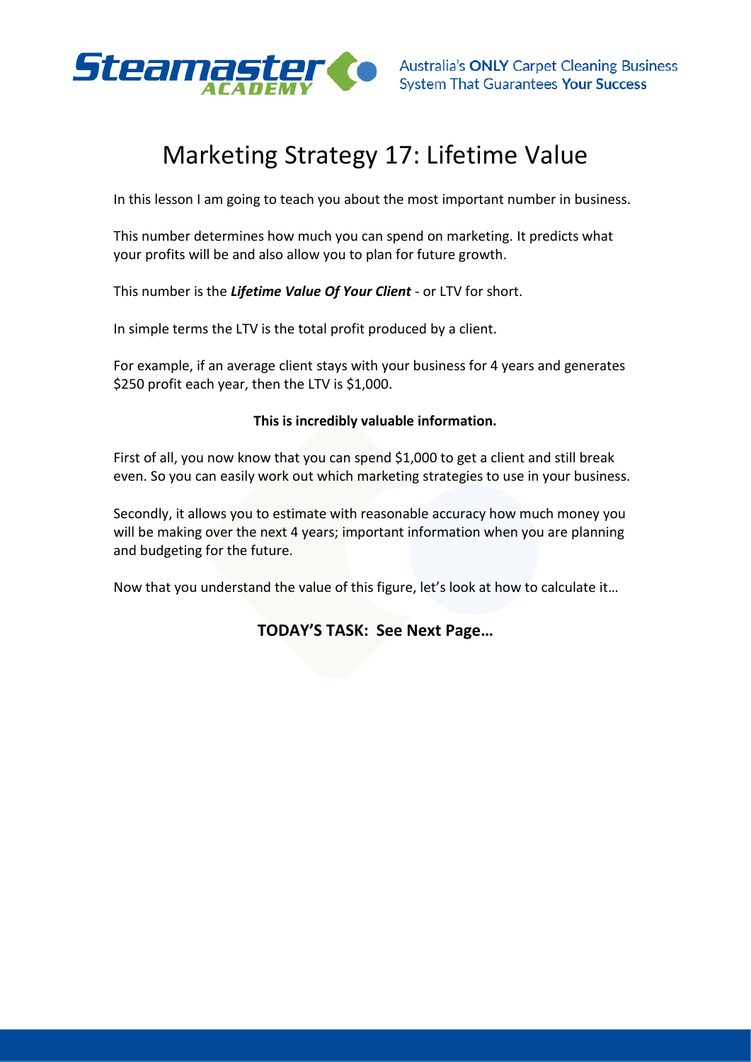# Marketing Strategy 17: Lifetime Value

In this lesson I am going to teach you about the most important number in business.

This number determines how much you can spend on marketing. It predicts what your profits will be and also allow you to plan for future growth.

This number is the ***Lifetime Value Of Your Client*** - or LTV for short.

In simple terms the LTV is the total profit produced by a client.

For example, if an average client stays with your business for 4 years and generates $250 profit each year, then the LTV is $1,000.

**This is incredibly valuable information.**

First of all, you now know that you can spend $1,000 to get a client and still break even. So you can easily work out which marketing strategies to use in your business.

Secondly, it allows you to estimate with reasonable accuracy how much money you will be making over the next 4 years; important information when you are planning and budgeting for the future.

Now that you understand the value of this figure, let's look at how to calculate it…

**TODAY'S TASK: See Next Page…**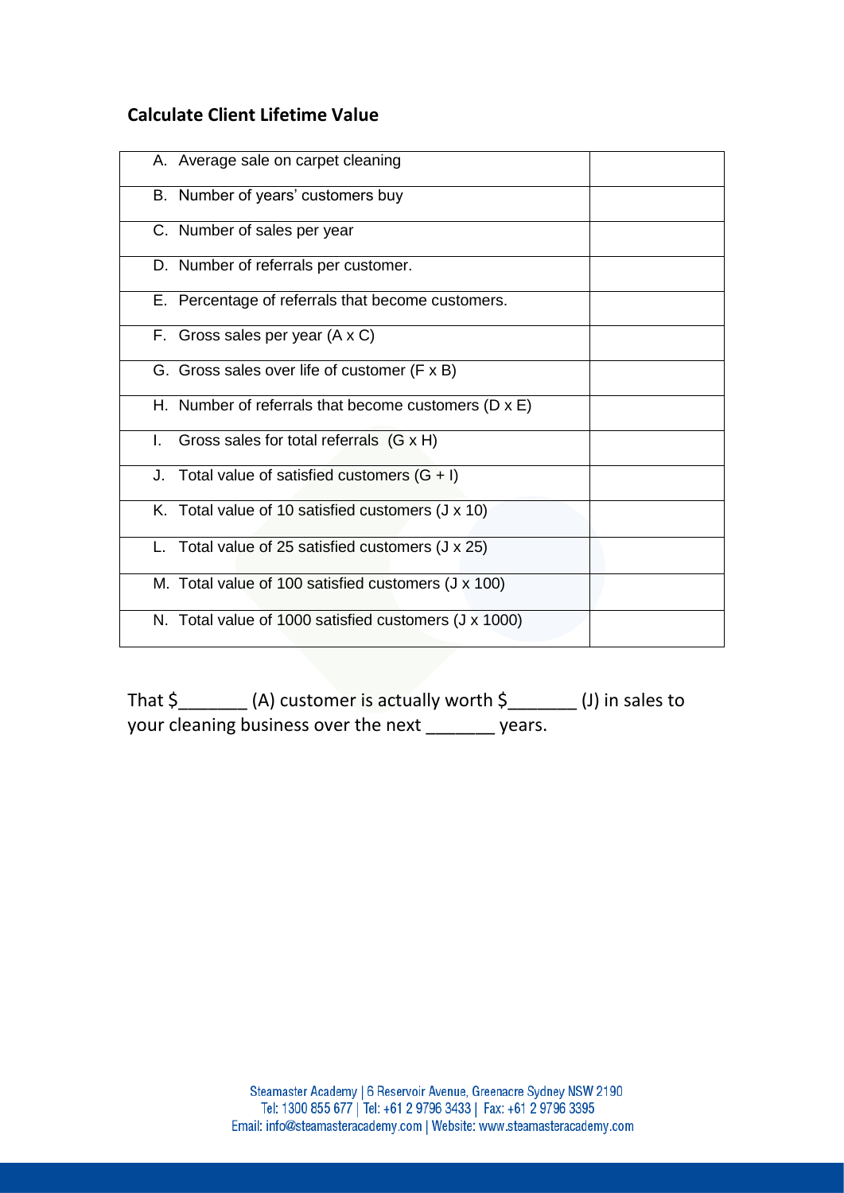### Calculate Client Lifetime Value

| | |
|---|---|
| A. Average sale on carpet cleaning | |
| B. Number of years' customers buy | |
| C. Number of sales per year | |
| D. Number of referrals per customer. | |
| E. Percentage of referrals that become customers. | |
| F. Gross sales per year (A x C) | |
| G. Gross sales over life of customer (F x B) | |
| H. Number of referrals that become customers (D x E) | |
| I. Gross sales for total referrals (G x H) | |
| J. Total value of satisfied customers (G + I) | |
| K. Total value of 10 satisfied customers (J x 10) | |
| L. Total value of 25 satisfied customers (J x 25) | |
| M. Total value of 100 satisfied customers (J x 100) | |
| N. Total value of 1000 satisfied customers (J x 1000) | |

That $_______ (A) customer is actually worth $_______ (J) in sales to your cleaning business over the next _______ years.

Steamaster Academy | 6 Reservoir Avenue, Greenacre Sydney NSW 2190
Tel: 1300 855 677 | Tel: +61 2 9796 3433 | Fax: +61 2 9796 3395
Email: info@steamasteracademy.com | Website: www.steamasteracademy.com